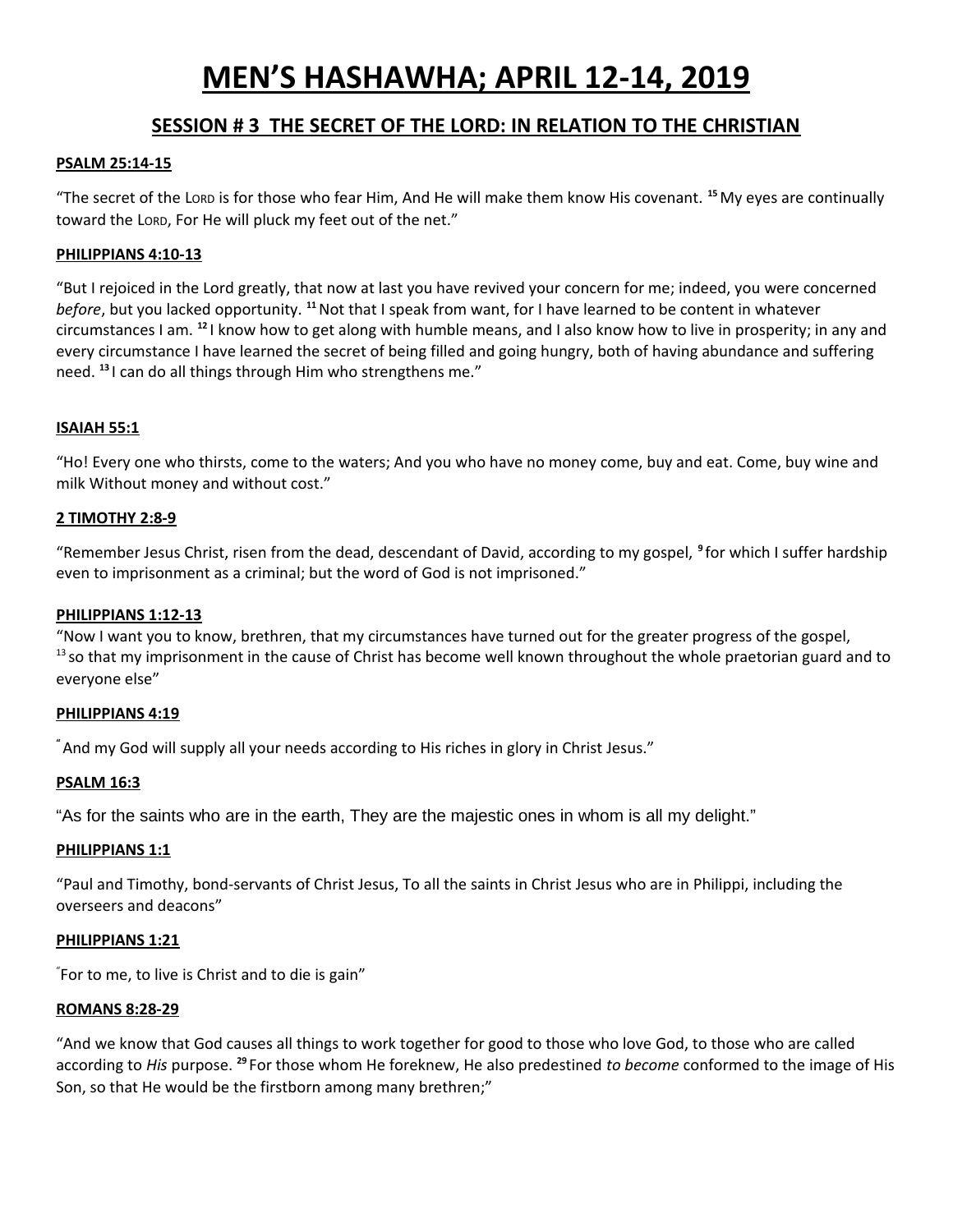# MEN'S HASHAWHA; APRIL 12-14, 2019

## SESSION # 3 THE SECRET OF THE LORD: IN RELATION TO THE CHRISTIAN

**PSALM 25:14-15**

"The secret of the LORD is for those who fear Him, And He will make them know His covenant. [15] My eyes are continually toward the LORD, For He will pluck my feet out of the net."

**PHILIPPIANS 4:10-13**

"But I rejoiced in the Lord greatly, that now at last you have revived your concern for me; indeed, you were concerned *before*, but you lacked opportunity. [11] Not that I speak from want, for I have learned to be content in whatever circumstances I am. [12] I know how to get along with humble means, and I also know how to live in prosperity; in any and every circumstance I have learned the secret of being filled and going hungry, both of having abundance and suffering need. [13] I can do all things through Him who strengthens me."

**ISAIAH 55:1**

"Ho! Every one who thirsts, come to the waters; And you who have no money come, buy and eat. Come, buy wine and milk Without money and without cost."

**2 TIMOTHY 2:8-9**

"Remember Jesus Christ, risen from the dead, descendant of David, according to my gospel, [9] for which I suffer hardship even to imprisonment as a criminal; but the word of God is not imprisoned."

**PHILIPPIANS 1:12-13**

"Now I want you to know, brethren, that my circumstances have turned out for the greater progress of the gospel, [13] so that my imprisonment in the cause of Christ has become well known throughout the whole praetorian guard and to everyone else"

**PHILIPPIANS 4:19**

"And my God will supply all your needs according to His riches in glory in Christ Jesus."

**PSALM 16:3**

"As for the saints who are in the earth, They are the majestic ones in whom is all my delight."

**PHILIPPIANS 1:1**

"Paul and Timothy, bond-servants of Christ Jesus, To all the saints in Christ Jesus who are in Philippi, including the overseers and deacons"

**PHILIPPIANS 1:21**

"For to me, to live is Christ and to die is gain"

**ROMANS 8:28-29**

"And we know that God causes all things to work together for good to those who love God, to those who are called according to *His* purpose. [29] For those whom He foreknew, He also predestined *to become* conformed to the image of His Son, so that He would be the firstborn among many brethren;"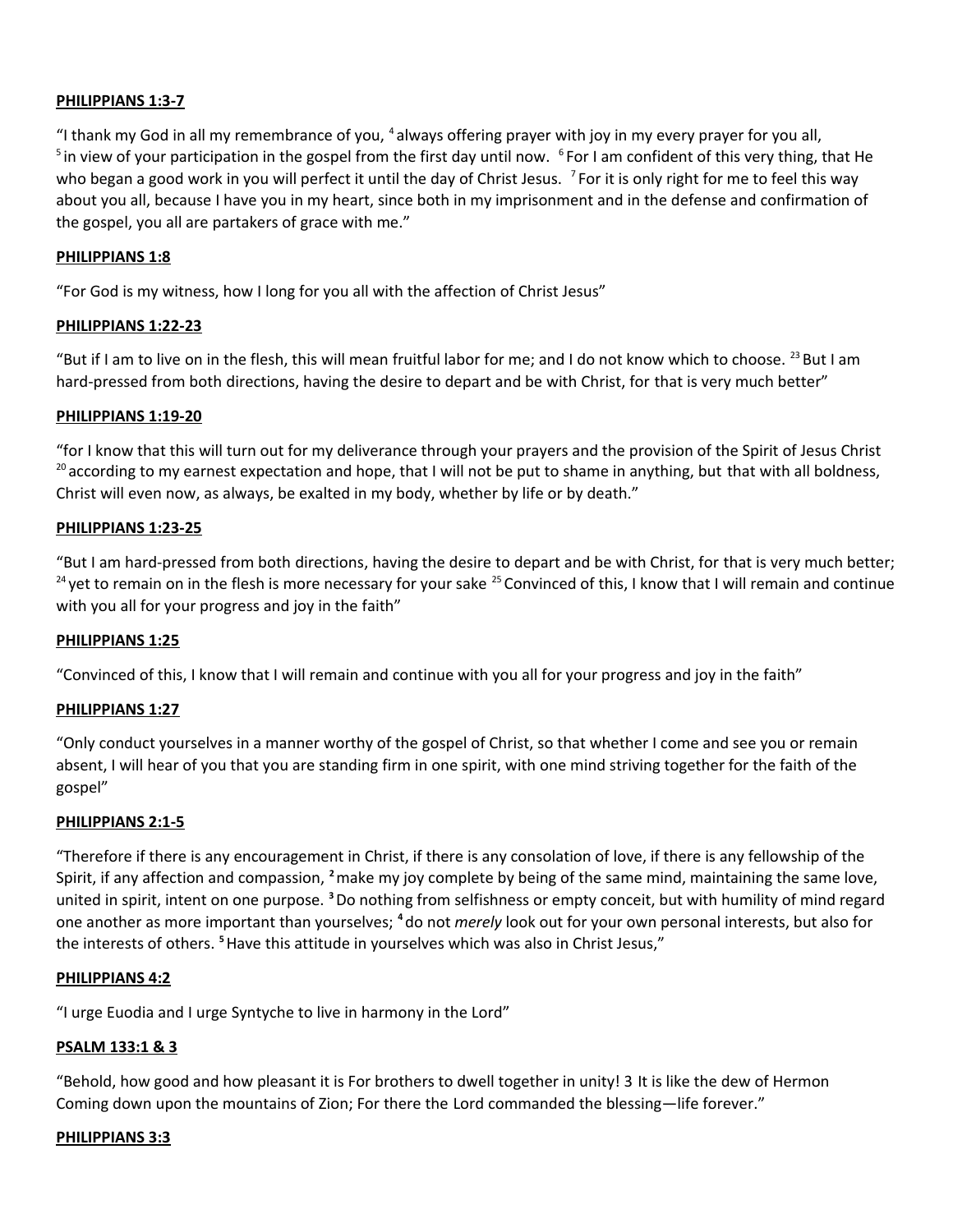**PHILIPPIANS 1:3-7**

"I thank my God in all my remembrance of you, [4] always offering prayer with joy in my every prayer for you all, [5] in view of your participation in the gospel from the first day until now. [6] For I am confident of this very thing, that He who began a good work in you will perfect it until the day of Christ Jesus. [7] For it is only right for me to feel this way about you all, because I have you in my heart, since both in my imprisonment and in the defense and confirmation of the gospel, you all are partakers of grace with me."

**PHILIPPIANS 1:8**

"For God is my witness, how I long for you all with the affection of Christ Jesus"

**PHILIPPIANS 1:22-23**

"But if I am to live on in the flesh, this will mean fruitful labor for me; and I do not know which to choose. [23] But I am hard-pressed from both directions, having the desire to depart and be with Christ, for that is very much better"

**PHILIPPIANS 1:19-20**

"for I know that this will turn out for my deliverance through your prayers and the provision of the Spirit of Jesus Christ [20] according to my earnest expectation and hope, that I will not be put to shame in anything, but that with all boldness, Christ will even now, as always, be exalted in my body, whether by life or by death."

**PHILIPPIANS 1:23-25**

"But I am hard-pressed from both directions, having the desire to depart and be with Christ, for that is very much better; [24] yet to remain on in the flesh is more necessary for your sake [25] Convinced of this, I know that I will remain and continue with you all for your progress and joy in the faith"

**PHILIPPIANS 1:25**

"Convinced of this, I know that I will remain and continue with you all for your progress and joy in the faith"

**PHILIPPIANS 1:27**

"Only conduct yourselves in a manner worthy of the gospel of Christ, so that whether I come and see you or remain absent, I will hear of you that you are standing firm in one spirit, with one mind striving together for the faith of the gospel"

**PHILIPPIANS 2:1-5**

"Therefore if there is any encouragement in Christ, if there is any consolation of love, if there is any fellowship of the Spirit, if any affection and compassion, **[2]** make my joy complete by being of the same mind, maintaining the same love, united in spirit, intent on one purpose. **[3]** Do nothing from selfishness or empty conceit, but with humility of mind regard one another as more important than yourselves; **[4]** do not *merely* look out for your own personal interests, but also for the interests of others. **[5]** Have this attitude in yourselves which was also in Christ Jesus,"

**PHILIPPIANS 4:2**

"I urge Euodia and I urge Syntyche to live in harmony in the Lord"

**PSALM 133:1 & 3**

"Behold, how good and how pleasant it is For brothers to dwell together in unity! 3 It is like the dew of Hermon Coming down upon the mountains of Zion; For there the Lord commanded the blessing—life forever."

**PHILIPPIANS 3:3**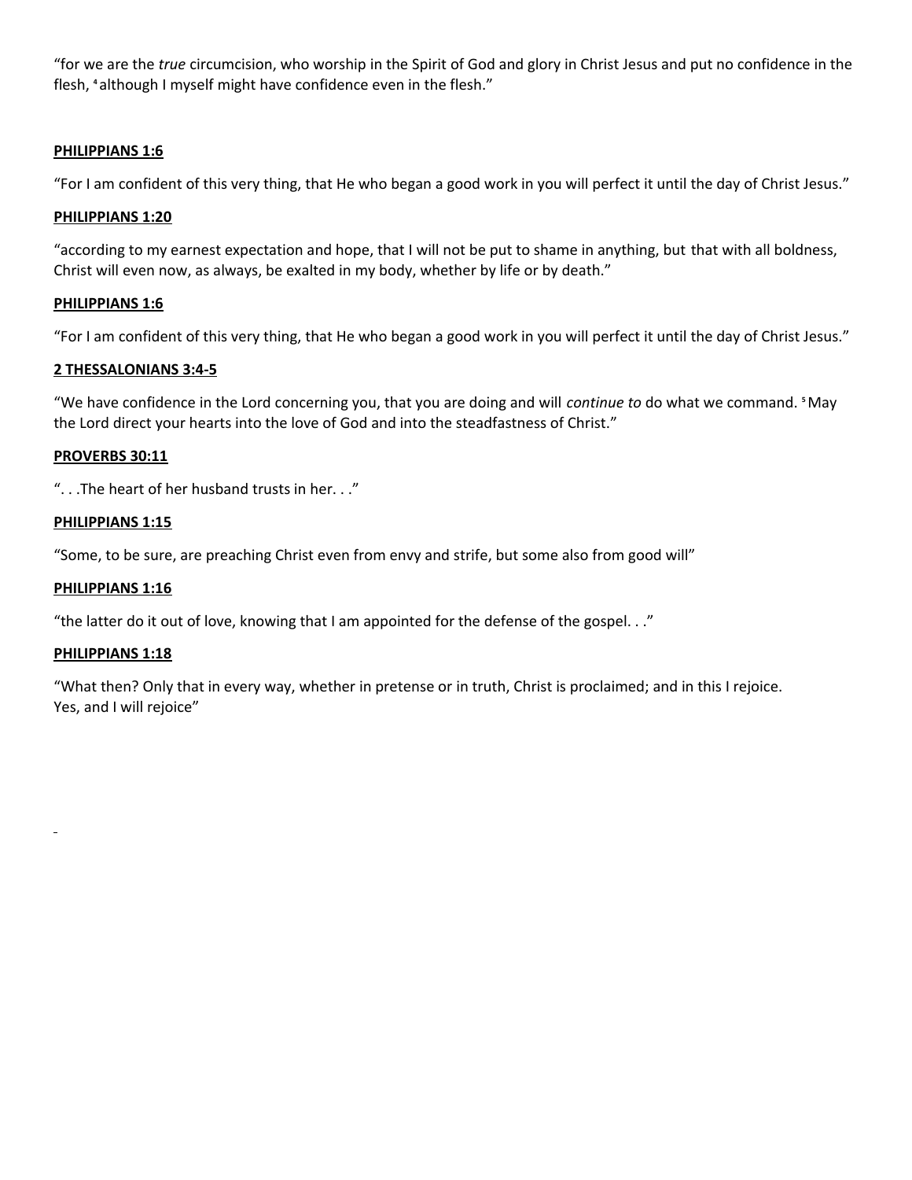"for we are the *true* circumcision, who worship in the Spirit of God and glory in Christ Jesus and put no confidence in the flesh, [4] although I myself might have confidence even in the flesh."

**PHILIPPIANS 1:6**

"For I am confident of this very thing, that He who began a good work in you will perfect it until the day of Christ Jesus."

**PHILIPPIANS 1:20**

"according to my earnest expectation and hope, that I will not be put to shame in anything, but that with all boldness, Christ will even now, as always, be exalted in my body, whether by life or by death."

**PHILIPPIANS 1:6**

"For I am confident of this very thing, that He who began a good work in you will perfect it until the day of Christ Jesus."

**2 THESSALONIANS 3:4-5**

"We have confidence in the Lord concerning you, that you are doing and will *continue to* do what we command. [5] May the Lord direct your hearts into the love of God and into the steadfastness of Christ."

**PROVERBS 30:11**

". . .The heart of her husband trusts in her. . ."

**PHILIPPIANS 1:15**

"Some, to be sure, are preaching Christ even from envy and strife, but some also from good will"

**PHILIPPIANS 1:16**

"the latter do it out of love, knowing that I am appointed for the defense of the gospel. . ."

**PHILIPPIANS 1:18**

"What then? Only that in every way, whether in pretense or in truth, Christ is proclaimed; and in this I rejoice.
Yes, and I will rejoice"